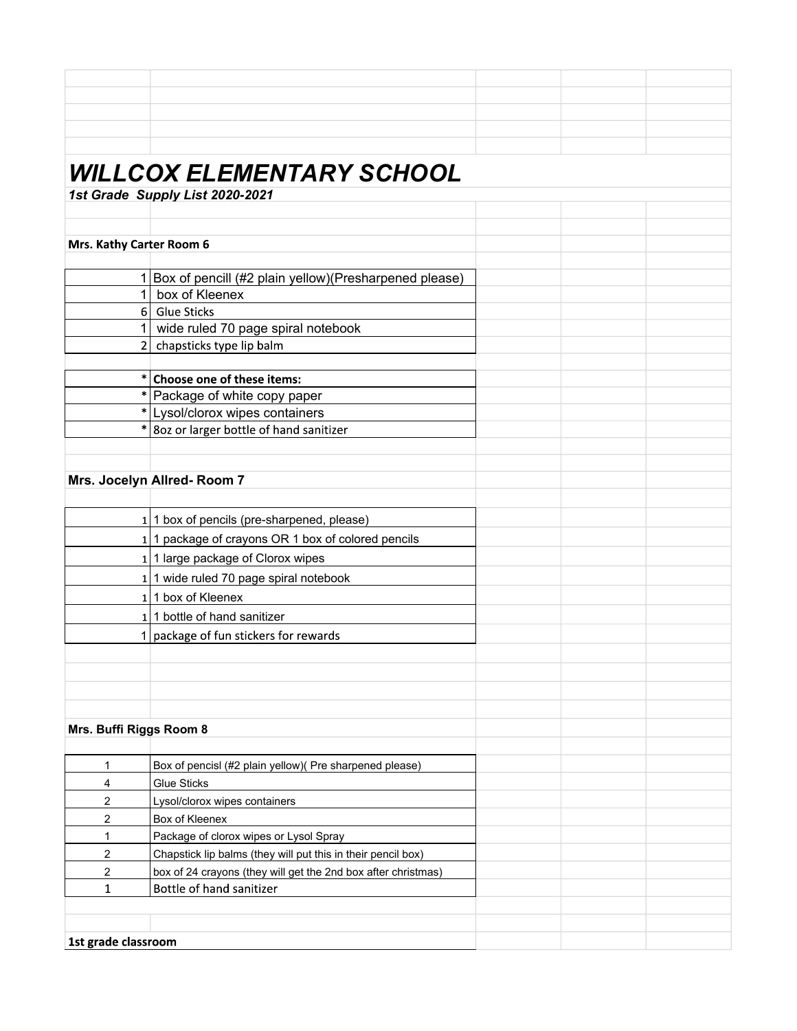# WILLCOX ELEMENTARY SCHOOL

***1st Grade Supply List 2020-2021***

**Mrs. Kathy Carter Room 6**

| Qty | Item |
|---|---|
| 1 | Box of pencill (#2 plain yellow)(Presharpened please) |
| 1 | box of Kleenex |
| 6 | Glue Sticks |
| 1 | wide ruled 70 page spiral notebook |
| 2 | chapsticks type lip balm |

| * | Item |
|---|---|
| * | **Choose one of these items:** |
| * | Package of white copy paper |
| * | Lysol/clorox wipes containers |
| * | 8oz or larger bottle of hand sanitizer |

**Mrs. Jocelyn Allred- Room 7**

| Qty | Item |
|---|---|
| 1 | 1 box of pencils (pre-sharpened, please) |
| 1 | 1 package of crayons OR 1 box of colored pencils |
| 1 | 1 large package of Clorox wipes |
| 1 | 1 wide ruled 70 page spiral notebook |
| 1 | 1 box of Kleenex |
| 1 | 1 bottle of hand sanitizer |
| 1 | package of fun stickers for rewards |

**Mrs. Buffi Riggs Room 8**

| Qty | Item |
|---|---|
| 1 | Box of pencisl (#2 plain yellow)( Pre sharpened please) |
| 4 | Glue Sticks |
| 2 | Lysol/clorox wipes containers |
| 2 | Box of Kleenex |
| 1 | Package of clorox wipes or Lysol Spray |
| 2 | Chapstick lip balms (they will put this in their pencil box) |
| 2 | box of 24 crayons (they will get the 2nd box after christmas) |
| 1 | Bottle of hand sanitizer |

**1st grade classroom**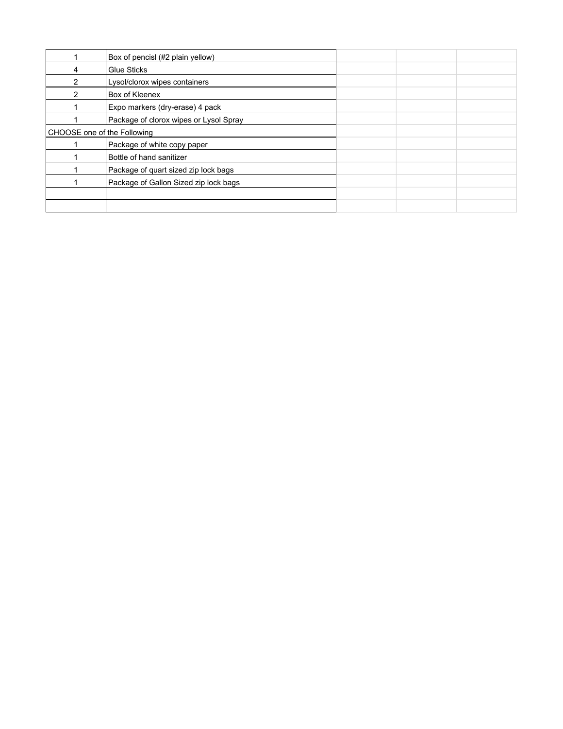| | | | | |
|---|---|---|---|---|
| 1 | Box of pencisl (#2 plain yellow) | | | |
| 4 | Glue Sticks | | | |
| 2 | Lysol/clorox wipes containers | | | |
| 2 | Box of Kleenex | | | |
| 1 | Expo markers (dry-erase) 4 pack | | | |
| 1 | Package of clorox wipes or Lysol Spray | | | |
| CHOOSE one of the Following | | | | |
| 1 | Package of white copy paper | | | |
| 1 | Bottle of hand sanitizer | | | |
| 1 | Package of quart sized zip lock bags | | | |
| 1 | Package of Gallon Sized zip lock bags | | | |
| | | | | |
| | | | | |